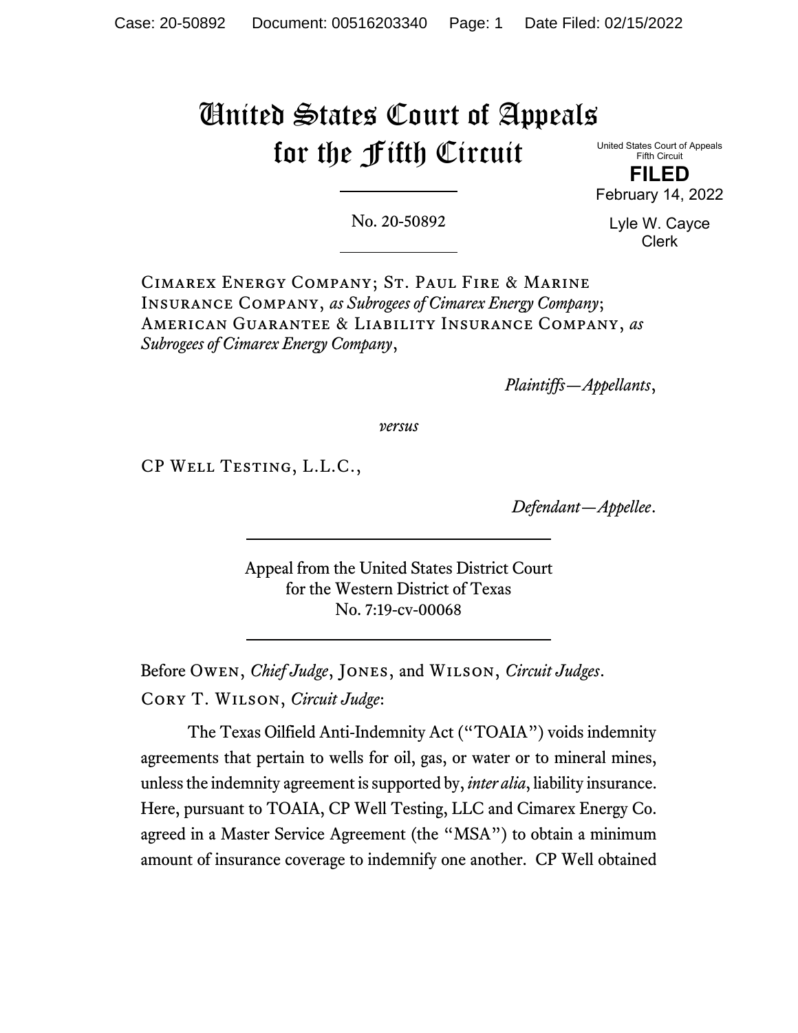# United States Court of Appeals for the Fifth Circuit

United States Court of Appeals
Fifth Circuit

**FILED**

February 14, 2022

Lyle W. Cayce
Clerk

No. 20-50892

Cimarex Energy Company; St. Paul Fire & Marine Insurance Company, *as Subrogees of Cimarex Energy Company*; American Guarantee & Liability Insurance Company, *as Subrogees of Cimarex Energy Company*,

*Plaintiffs—Appellants*,

*versus*

CP Well Testing, L.L.C.,

*Defendant—Appellee*.

Appeal from the United States District Court
for the Western District of Texas
No. 7:19-cv-00068

Before Owen, *Chief Judge*, Jones, and Wilson, *Circuit Judges*.

Cory T. Wilson, *Circuit Judge*:

The Texas Oilfield Anti-Indemnity Act ("TOAIA") voids indemnity agreements that pertain to wells for oil, gas, or water or to mineral mines, unless the indemnity agreement is supported by, *inter alia*, liability insurance. Here, pursuant to TOAIA, CP Well Testing, LLC and Cimarex Energy Co. agreed in a Master Service Agreement (the "MSA") to obtain a minimum amount of insurance coverage to indemnify one another. CP Well obtained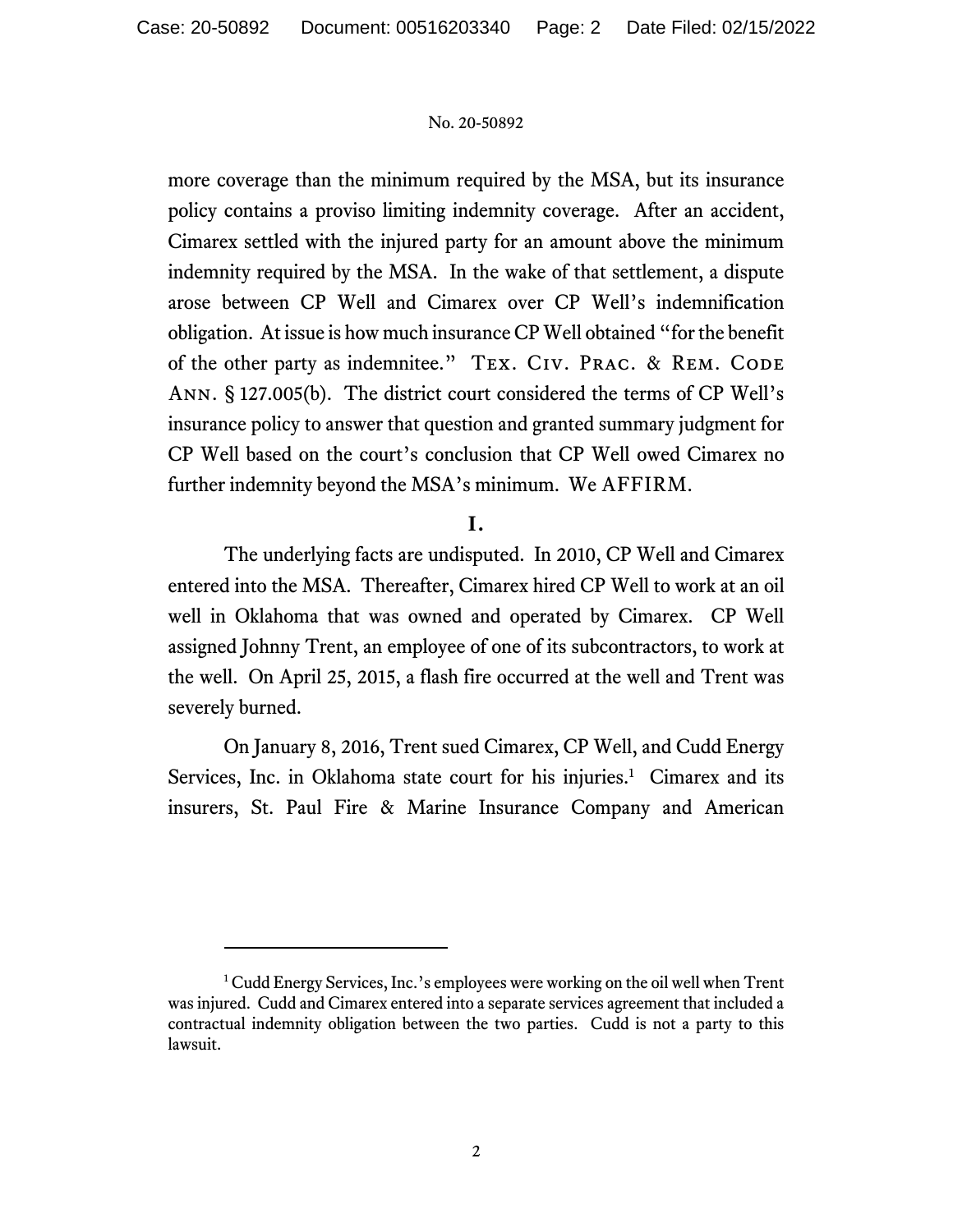more coverage than the minimum required by the MSA, but its insurance policy contains a proviso limiting indemnity coverage. After an accident, Cimarex settled with the injured party for an amount above the minimum indemnity required by the MSA. In the wake of that settlement, a dispute arose between CP Well and Cimarex over CP Well's indemnification obligation. At issue is how much insurance CP Well obtained "for the benefit of the other party as indemnitee." TEX. CIV. PRAC. & REM. CODE ANN. § 127.005(b). The district court considered the terms of CP Well's insurance policy to answer that question and granted summary judgment for CP Well based on the court's conclusion that CP Well owed Cimarex no further indemnity beyond the MSA's minimum. We AFFIRM.

## I.

The underlying facts are undisputed. In 2010, CP Well and Cimarex entered into the MSA. Thereafter, Cimarex hired CP Well to work at an oil well in Oklahoma that was owned and operated by Cimarex. CP Well assigned Johnny Trent, an employee of one of its subcontractors, to work at the well. On April 25, 2015, a flash fire occurred at the well and Trent was severely burned.

On January 8, 2016, Trent sued Cimarex, CP Well, and Cudd Energy Services, Inc. in Oklahoma state court for his injuries.[1] Cimarex and its insurers, St. Paul Fire & Marine Insurance Company and American

[1] Cudd Energy Services, Inc.'s employees were working on the oil well when Trent was injured. Cudd and Cimarex entered into a separate services agreement that included a contractual indemnity obligation between the two parties. Cudd is not a party to this lawsuit.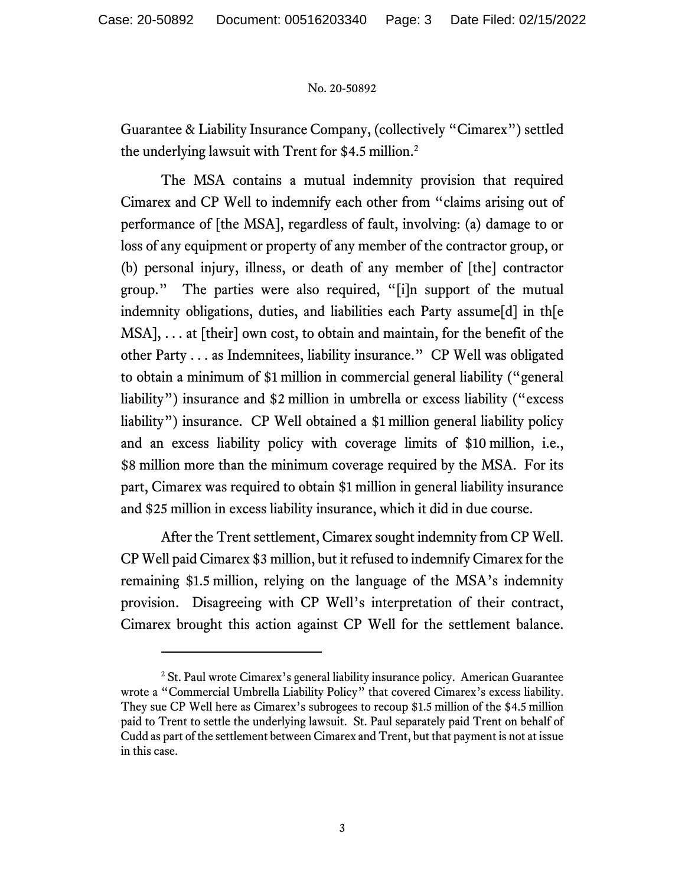Guarantee & Liability Insurance Company, (collectively "Cimarex") settled the underlying lawsuit with Trent for $4.5 million.[2]

The MSA contains a mutual indemnity provision that required Cimarex and CP Well to indemnify each other from "claims arising out of performance of [the MSA], regardless of fault, involving: (a) damage to or loss of any equipment or property of any member of the contractor group, or (b) personal injury, illness, or death of any member of [the] contractor group." The parties were also required, "[i]n support of the mutual indemnity obligations, duties, and liabilities each Party assume[d] in th[e MSA], . . . at [their] own cost, to obtain and maintain, for the benefit of the other Party . . . as Indemnitees, liability insurance." CP Well was obligated to obtain a minimum of $1 million in commercial general liability ("general liability") insurance and $2 million in umbrella or excess liability ("excess liability") insurance. CP Well obtained a $1 million general liability policy and an excess liability policy with coverage limits of $10 million, i.e., $8 million more than the minimum coverage required by the MSA. For its part, Cimarex was required to obtain $1 million in general liability insurance and $25 million in excess liability insurance, which it did in due course.

After the Trent settlement, Cimarex sought indemnity from CP Well. CP Well paid Cimarex $3 million, but it refused to indemnify Cimarex for the remaining $1.5 million, relying on the language of the MSA's indemnity provision. Disagreeing with CP Well's interpretation of their contract, Cimarex brought this action against CP Well for the settlement balance.

---

[2] St. Paul wrote Cimarex's general liability insurance policy. American Guarantee wrote a "Commercial Umbrella Liability Policy" that covered Cimarex's excess liability. They sue CP Well here as Cimarex's subrogees to recoup $1.5 million of the $4.5 million paid to Trent to settle the underlying lawsuit. St. Paul separately paid Trent on behalf of Cudd as part of the settlement between Cimarex and Trent, but that payment is not at issue in this case.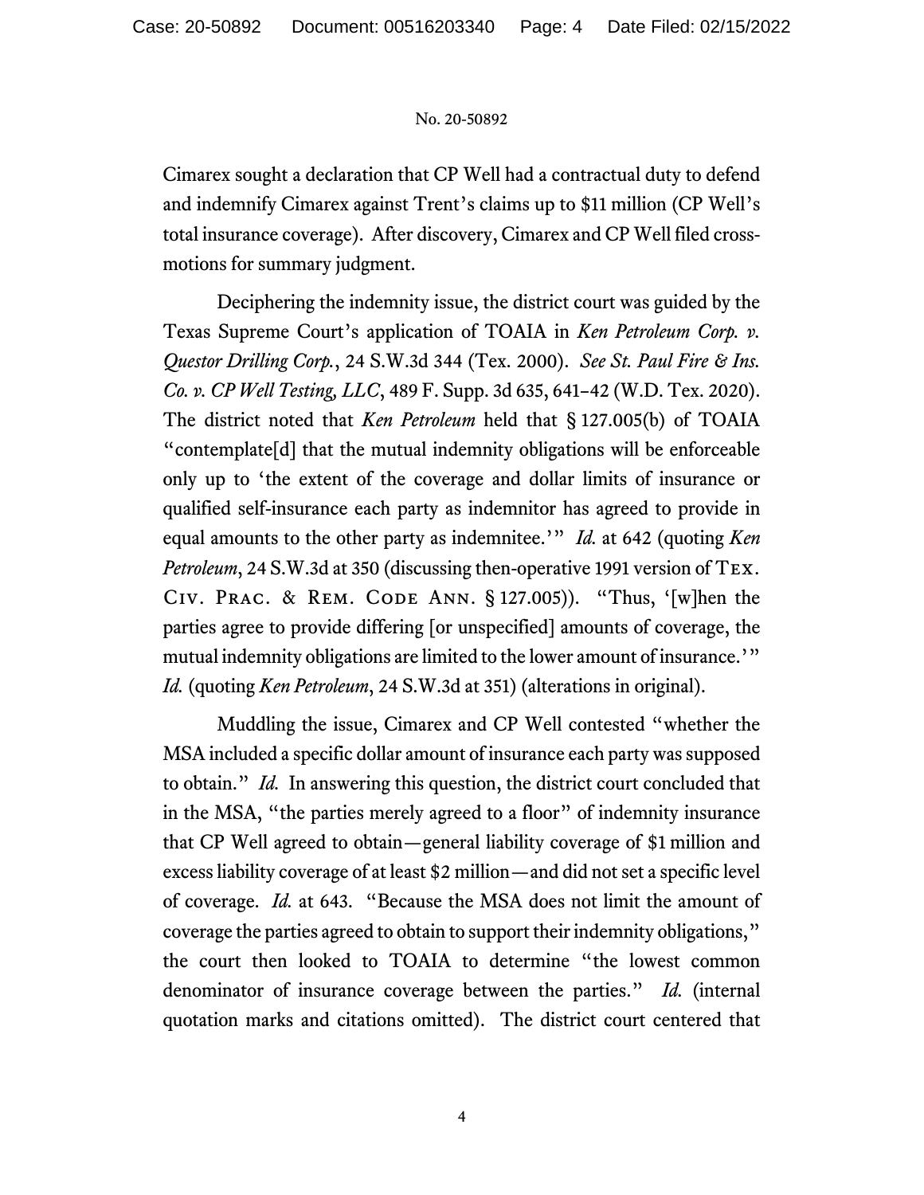Cimarex sought a declaration that CP Well had a contractual duty to defend and indemnify Cimarex against Trent's claims up to $11 million (CP Well's total insurance coverage). After discovery, Cimarex and CP Well filed cross-motions for summary judgment.

Deciphering the indemnity issue, the district court was guided by the Texas Supreme Court's application of TOAIA in *Ken Petroleum Corp. v. Questor Drilling Corp.*, 24 S.W.3d 344 (Tex. 2000). *See St. Paul Fire & Ins. Co. v. CP Well Testing, LLC*, 489 F. Supp. 3d 635, 641–42 (W.D. Tex. 2020). The district noted that *Ken Petroleum* held that § 127.005(b) of TOAIA "contemplate[d] that the mutual indemnity obligations will be enforceable only up to 'the extent of the coverage and dollar limits of insurance or qualified self-insurance each party as indemnitor has agreed to provide in equal amounts to the other party as indemnitee.'" *Id.* at 642 (quoting *Ken Petroleum*, 24 S.W.3d at 350 (discussing then-operative 1991 version of TEX. CIV. PRAC. & REM. CODE ANN. § 127.005)). "Thus, '[w]hen the parties agree to provide differing [or unspecified] amounts of coverage, the mutual indemnity obligations are limited to the lower amount of insurance.'" *Id.* (quoting *Ken Petroleum*, 24 S.W.3d at 351) (alterations in original).

Muddling the issue, Cimarex and CP Well contested "whether the MSA included a specific dollar amount of insurance each party was supposed to obtain." *Id.* In answering this question, the district court concluded that in the MSA, "the parties merely agreed to a floor" of indemnity insurance that CP Well agreed to obtain—general liability coverage of $1 million and excess liability coverage of at least $2 million—and did not set a specific level of coverage. *Id.* at 643. "Because the MSA does not limit the amount of coverage the parties agreed to obtain to support their indemnity obligations," the court then looked to TOAIA to determine "the lowest common denominator of insurance coverage between the parties." *Id.* (internal quotation marks and citations omitted). The district court centered that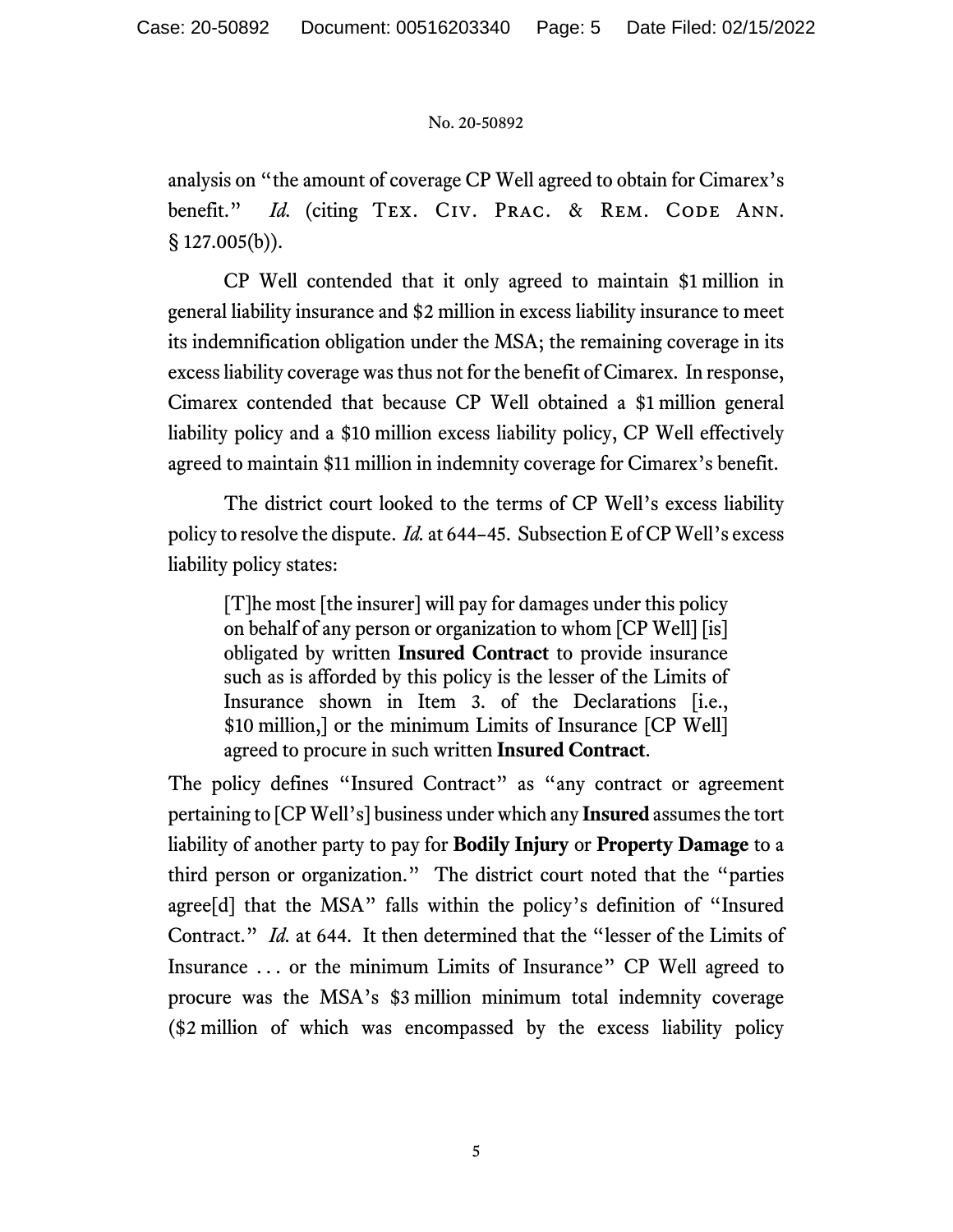analysis on "the amount of coverage CP Well agreed to obtain for Cimarex's benefit." *Id.* (citing Tex. Civ. Prac. & Rem. Code Ann. § 127.005(b)).

CP Well contended that it only agreed to maintain $1 million in general liability insurance and $2 million in excess liability insurance to meet its indemnification obligation under the MSA; the remaining coverage in its excess liability coverage was thus not for the benefit of Cimarex. In response, Cimarex contended that because CP Well obtained a $1 million general liability policy and a $10 million excess liability policy, CP Well effectively agreed to maintain $11 million in indemnity coverage for Cimarex's benefit.

The district court looked to the terms of CP Well's excess liability policy to resolve the dispute. *Id.* at 644–45. Subsection E of CP Well's excess liability policy states:

> [T]he most [the insurer] will pay for damages under this policy on behalf of any person or organization to whom [CP Well] [is] obligated by written **Insured Contract** to provide insurance such as is afforded by this policy is the lesser of the Limits of Insurance shown in Item 3. of the Declarations [i.e., $10 million,] or the minimum Limits of Insurance [CP Well] agreed to procure in such written **Insured Contract**.

The policy defines "Insured Contract" as "any contract or agreement pertaining to [CP Well's] business under which any **Insured** assumes the tort liability of another party to pay for **Bodily Injury** or **Property Damage** to a third person or organization." The district court noted that the "parties agree[d] that the MSA" falls within the policy's definition of "Insured Contract." *Id.* at 644. It then determined that the "lesser of the Limits of Insurance . . . or the minimum Limits of Insurance" CP Well agreed to procure was the MSA's $3 million minimum total indemnity coverage ($2 million of which was encompassed by the excess liability policy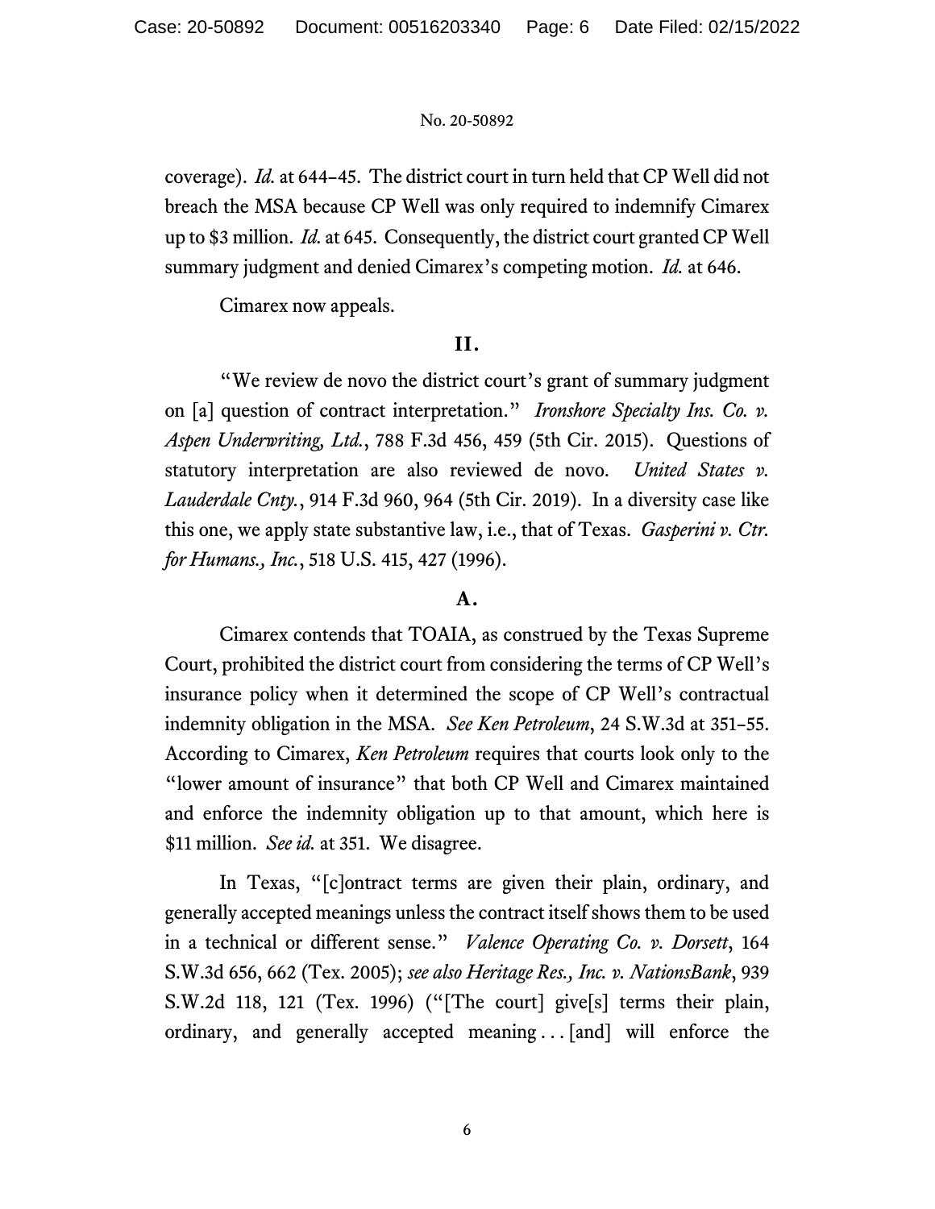coverage). *Id.* at 644–45. The district court in turn held that CP Well did not breach the MSA because CP Well was only required to indemnify Cimarex up to $3 million. *Id.* at 645. Consequently, the district court granted CP Well summary judgment and denied Cimarex's competing motion. *Id.* at 646.

Cimarex now appeals.

## II.

"We review de novo the district court's grant of summary judgment on [a] question of contract interpretation." *Ironshore Specialty Ins. Co. v. Aspen Underwriting, Ltd.*, 788 F.3d 456, 459 (5th Cir. 2015). Questions of statutory interpretation are also reviewed de novo. *United States v. Lauderdale Cnty.*, 914 F.3d 960, 964 (5th Cir. 2019). In a diversity case like this one, we apply state substantive law, i.e., that of Texas. *Gasperini v. Ctr. for Humans., Inc.*, 518 U.S. 415, 427 (1996).

### A.

Cimarex contends that TOAIA, as construed by the Texas Supreme Court, prohibited the district court from considering the terms of CP Well's insurance policy when it determined the scope of CP Well's contractual indemnity obligation in the MSA. *See Ken Petroleum*, 24 S.W.3d at 351–55. According to Cimarex, *Ken Petroleum* requires that courts look only to the "lower amount of insurance" that both CP Well and Cimarex maintained and enforce the indemnity obligation up to that amount, which here is $11 million. *See id.* at 351. We disagree.

In Texas, "[c]ontract terms are given their plain, ordinary, and generally accepted meanings unless the contract itself shows them to be used in a technical or different sense." *Valence Operating Co. v. Dorsett*, 164 S.W.3d 656, 662 (Tex. 2005); *see also Heritage Res., Inc. v. NationsBank*, 939 S.W.2d 118, 121 (Tex. 1996) ("[The court] give[s] terms their plain, ordinary, and generally accepted meaning . . . [and] will enforce the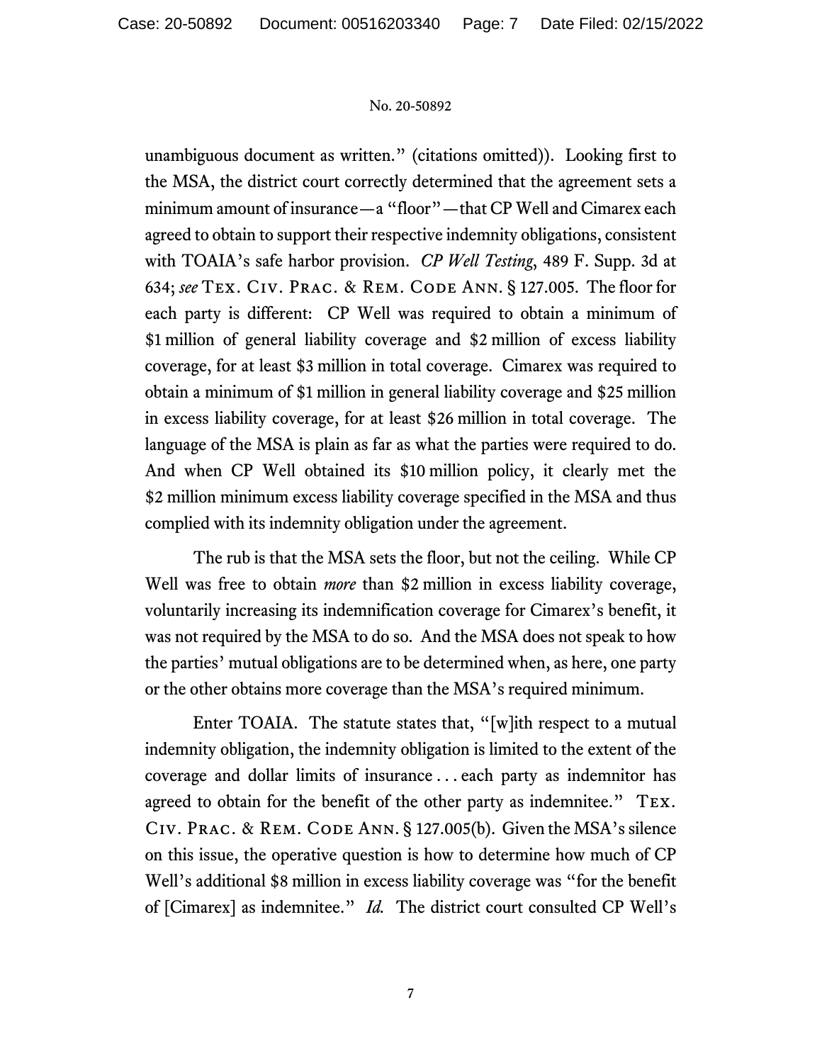unambiguous document as written." (citations omitted)). Looking first to the MSA, the district court correctly determined that the agreement sets a minimum amount of insurance—a "floor"—that CP Well and Cimarex each agreed to obtain to support their respective indemnity obligations, consistent with TOAIA's safe harbor provision. *CP Well Testing*, 489 F. Supp. 3d at 634; *see* TEX. CIV. PRAC. & REM. CODE ANN. § 127.005. The floor for each party is different: CP Well was required to obtain a minimum of $1 million of general liability coverage and $2 million of excess liability coverage, for at least $3 million in total coverage. Cimarex was required to obtain a minimum of $1 million in general liability coverage and $25 million in excess liability coverage, for at least $26 million in total coverage. The language of the MSA is plain as far as what the parties were required to do. And when CP Well obtained its $10 million policy, it clearly met the $2 million minimum excess liability coverage specified in the MSA and thus complied with its indemnity obligation under the agreement.

The rub is that the MSA sets the floor, but not the ceiling. While CP Well was free to obtain *more* than $2 million in excess liability coverage, voluntarily increasing its indemnification coverage for Cimarex's benefit, it was not required by the MSA to do so. And the MSA does not speak to how the parties' mutual obligations are to be determined when, as here, one party or the other obtains more coverage than the MSA's required minimum.

Enter TOAIA. The statute states that, "[w]ith respect to a mutual indemnity obligation, the indemnity obligation is limited to the extent of the coverage and dollar limits of insurance . . . each party as indemnitor has agreed to obtain for the benefit of the other party as indemnitee." TEX. CIV. PRAC. & REM. CODE ANN. § 127.005(b). Given the MSA's silence on this issue, the operative question is how to determine how much of CP Well's additional $8 million in excess liability coverage was "for the benefit of [Cimarex] as indemnitee." *Id.* The district court consulted CP Well's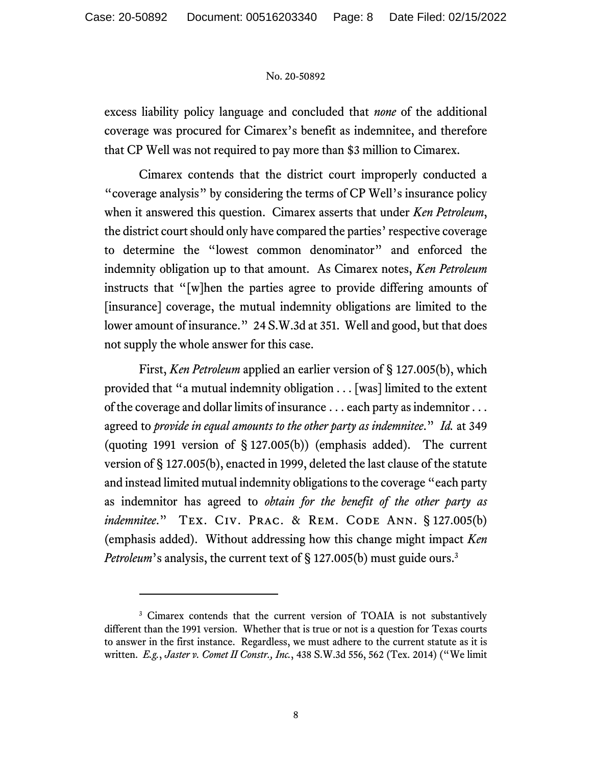excess liability policy language and concluded that *none* of the additional coverage was procured for Cimarex's benefit as indemnitee, and therefore that CP Well was not required to pay more than $3 million to Cimarex.

Cimarex contends that the district court improperly conducted a "coverage analysis" by considering the terms of CP Well's insurance policy when it answered this question. Cimarex asserts that under *Ken Petroleum*, the district court should only have compared the parties' respective coverage to determine the "lowest common denominator" and enforced the indemnity obligation up to that amount. As Cimarex notes, *Ken Petroleum* instructs that "[w]hen the parties agree to provide differing amounts of [insurance] coverage, the mutual indemnity obligations are limited to the lower amount of insurance." 24 S.W.3d at 351. Well and good, but that does not supply the whole answer for this case.

First, *Ken Petroleum* applied an earlier version of § 127.005(b), which provided that "a mutual indemnity obligation . . . [was] limited to the extent of the coverage and dollar limits of insurance . . . each party as indemnitor . . . agreed to *provide in equal amounts to the other party as indemnitee*." *Id.* at 349 (quoting 1991 version of § 127.005(b)) (emphasis added). The current version of § 127.005(b), enacted in 1999, deleted the last clause of the statute and instead limited mutual indemnity obligations to the coverage "each party as indemnitor has agreed to *obtain for the benefit of the other party as indemnitee*." TEX. CIV. PRAC. & REM. CODE ANN. § 127.005(b) (emphasis added). Without addressing how this change might impact *Ken Petroleum*'s analysis, the current text of § 127.005(b) must guide ours.[3]

---

[3] Cimarex contends that the current version of TOAIA is not substantively different than the 1991 version. Whether that is true or not is a question for Texas courts to answer in the first instance. Regardless, we must adhere to the current statute as it is written. *E.g.*, *Jaster v. Comet II Constr., Inc.*, 438 S.W.3d 556, 562 (Tex. 2014) ("We limit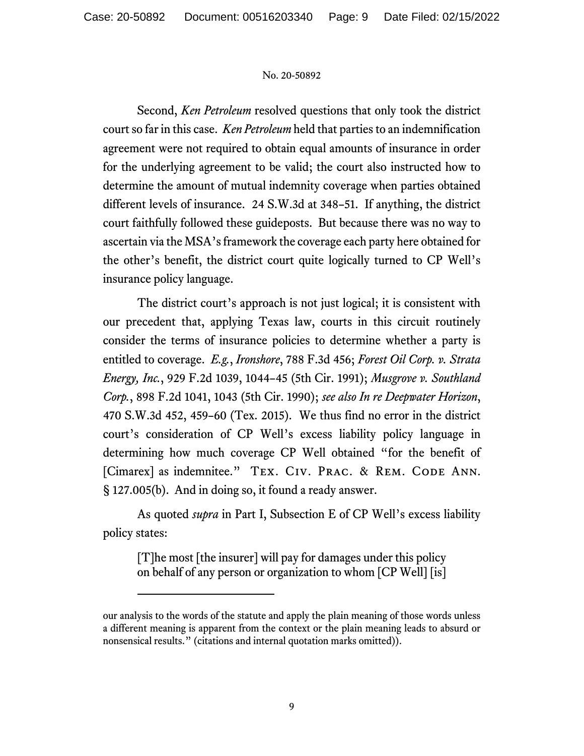Second, *Ken Petroleum* resolved questions that only took the district court so far in this case. *Ken Petroleum* held that parties to an indemnification agreement were not required to obtain equal amounts of insurance in order for the underlying agreement to be valid; the court also instructed how to determine the amount of mutual indemnity coverage when parties obtained different levels of insurance. 24 S.W.3d at 348–51. If anything, the district court faithfully followed these guideposts. But because there was no way to ascertain via the MSA's framework the coverage each party here obtained for the other's benefit, the district court quite logically turned to CP Well's insurance policy language.

The district court's approach is not just logical; it is consistent with our precedent that, applying Texas law, courts in this circuit routinely consider the terms of insurance policies to determine whether a party is entitled to coverage. *E.g.*, *Ironshore*, 788 F.3d 456; *Forest Oil Corp. v. Strata Energy, Inc.*, 929 F.2d 1039, 1044–45 (5th Cir. 1991); *Musgrove v. Southland Corp.*, 898 F.2d 1041, 1043 (5th Cir. 1990); *see also In re Deepwater Horizon*, 470 S.W.3d 452, 459–60 (Tex. 2015). We thus find no error in the district court's consideration of CP Well's excess liability policy language in determining how much coverage CP Well obtained "for the benefit of [Cimarex] as indemnitee." TEX. CIV. PRAC. & REM. CODE ANN. § 127.005(b). And in doing so, it found a ready answer.

As quoted *supra* in Part I, Subsection E of CP Well's excess liability policy states:

> [T]he most [the insurer] will pay for damages under this policy on behalf of any person or organization to whom [CP Well] [is]

---

our analysis to the words of the statute and apply the plain meaning of those words unless a different meaning is apparent from the context or the plain meaning leads to absurd or nonsensical results." (citations and internal quotation marks omitted)).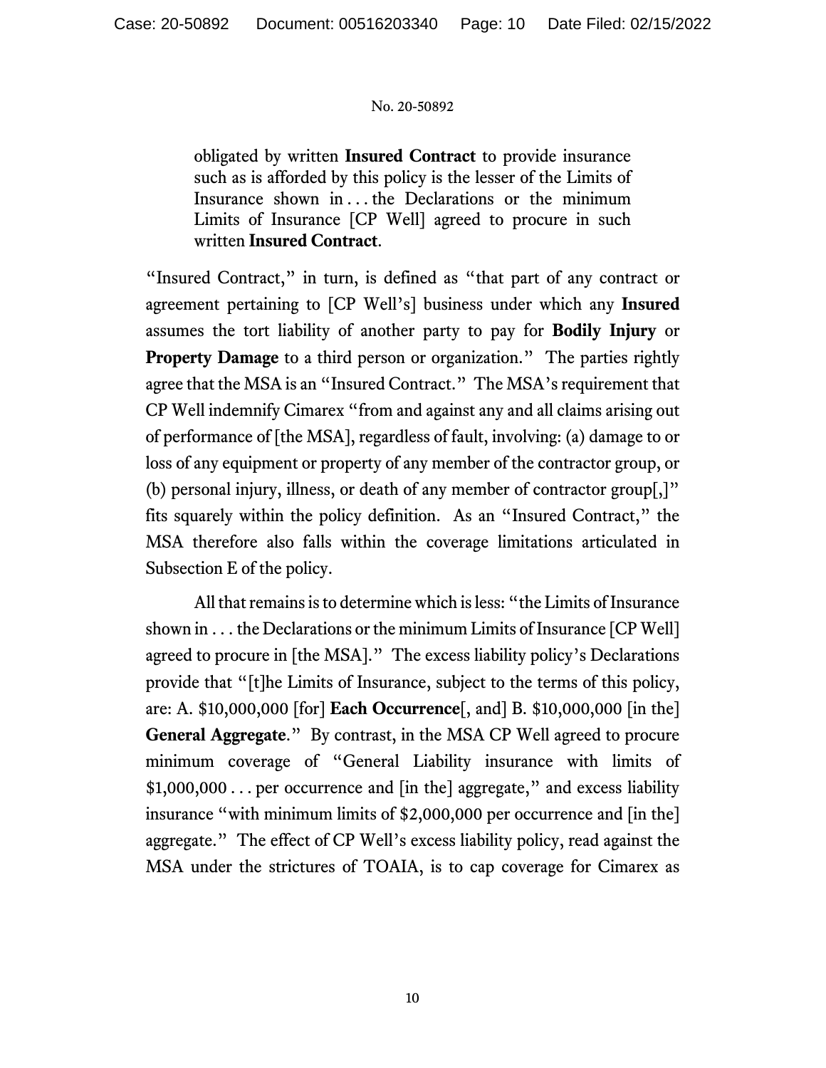> obligated by written **Insured Contract** to provide insurance such as is afforded by this policy is the lesser of the Limits of Insurance shown in . . . the Declarations or the minimum Limits of Insurance [CP Well] agreed to procure in such written **Insured Contract**.

"Insured Contract," in turn, is defined as "that part of any contract or agreement pertaining to [CP Well's] business under which any **Insured** assumes the tort liability of another party to pay for **Bodily Injury** or **Property Damage** to a third person or organization." The parties rightly agree that the MSA is an "Insured Contract." The MSA's requirement that CP Well indemnify Cimarex "from and against any and all claims arising out of performance of [the MSA], regardless of fault, involving: (a) damage to or loss of any equipment or property of any member of the contractor group, or (b) personal injury, illness, or death of any member of contractor group[,]" fits squarely within the policy definition. As an "Insured Contract," the MSA therefore also falls within the coverage limitations articulated in Subsection E of the policy.

All that remains is to determine which is less: "the Limits of Insurance shown in . . . the Declarations or the minimum Limits of Insurance [CP Well] agreed to procure in [the MSA]." The excess liability policy's Declarations provide that "[t]he Limits of Insurance, subject to the terms of this policy, are: A. $10,000,000 [for] **Each Occurrence**[, and] B. $10,000,000 [in the] **General Aggregate**." By contrast, in the MSA CP Well agreed to procure minimum coverage of "General Liability insurance with limits of $1,000,000 . . . per occurrence and [in the] aggregate," and excess liability insurance "with minimum limits of $2,000,000 per occurrence and [in the] aggregate." The effect of CP Well's excess liability policy, read against the MSA under the strictures of TOAIA, is to cap coverage for Cimarex as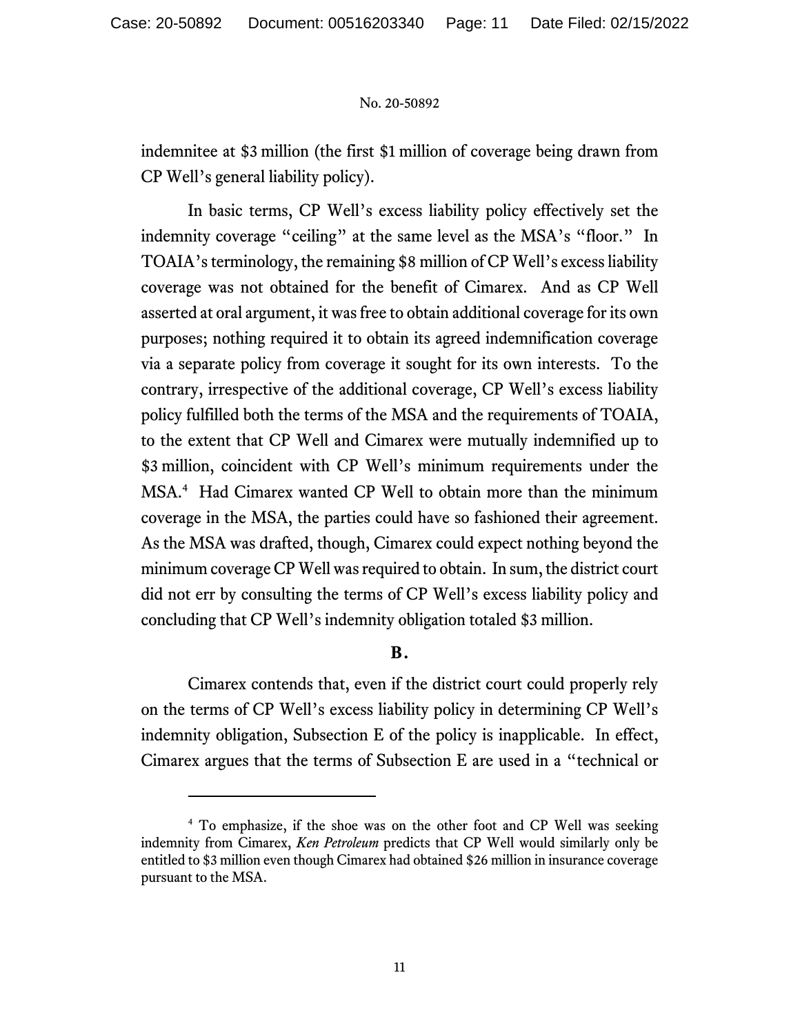indemnitee at $3 million (the first $1 million of coverage being drawn from CP Well's general liability policy).

In basic terms, CP Well's excess liability policy effectively set the indemnity coverage "ceiling" at the same level as the MSA's "floor." In TOAIA's terminology, the remaining $8 million of CP Well's excess liability coverage was not obtained for the benefit of Cimarex. And as CP Well asserted at oral argument, it was free to obtain additional coverage for its own purposes; nothing required it to obtain its agreed indemnification coverage via a separate policy from coverage it sought for its own interests. To the contrary, irrespective of the additional coverage, CP Well's excess liability policy fulfilled both the terms of the MSA and the requirements of TOAIA, to the extent that CP Well and Cimarex were mutually indemnified up to $3 million, coincident with CP Well's minimum requirements under the MSA.[4] Had Cimarex wanted CP Well to obtain more than the minimum coverage in the MSA, the parties could have so fashioned their agreement. As the MSA was drafted, though, Cimarex could expect nothing beyond the minimum coverage CP Well was required to obtain. In sum, the district court did not err by consulting the terms of CP Well's excess liability policy and concluding that CP Well's indemnity obligation totaled $3 million.

## B.

Cimarex contends that, even if the district court could properly rely on the terms of CP Well's excess liability policy in determining CP Well's indemnity obligation, Subsection E of the policy is inapplicable. In effect, Cimarex argues that the terms of Subsection E are used in a "technical or

---

[4] To emphasize, if the shoe was on the other foot and CP Well was seeking indemnity from Cimarex, *Ken Petroleum* predicts that CP Well would similarly only be entitled to $3 million even though Cimarex had obtained $26 million in insurance coverage pursuant to the MSA.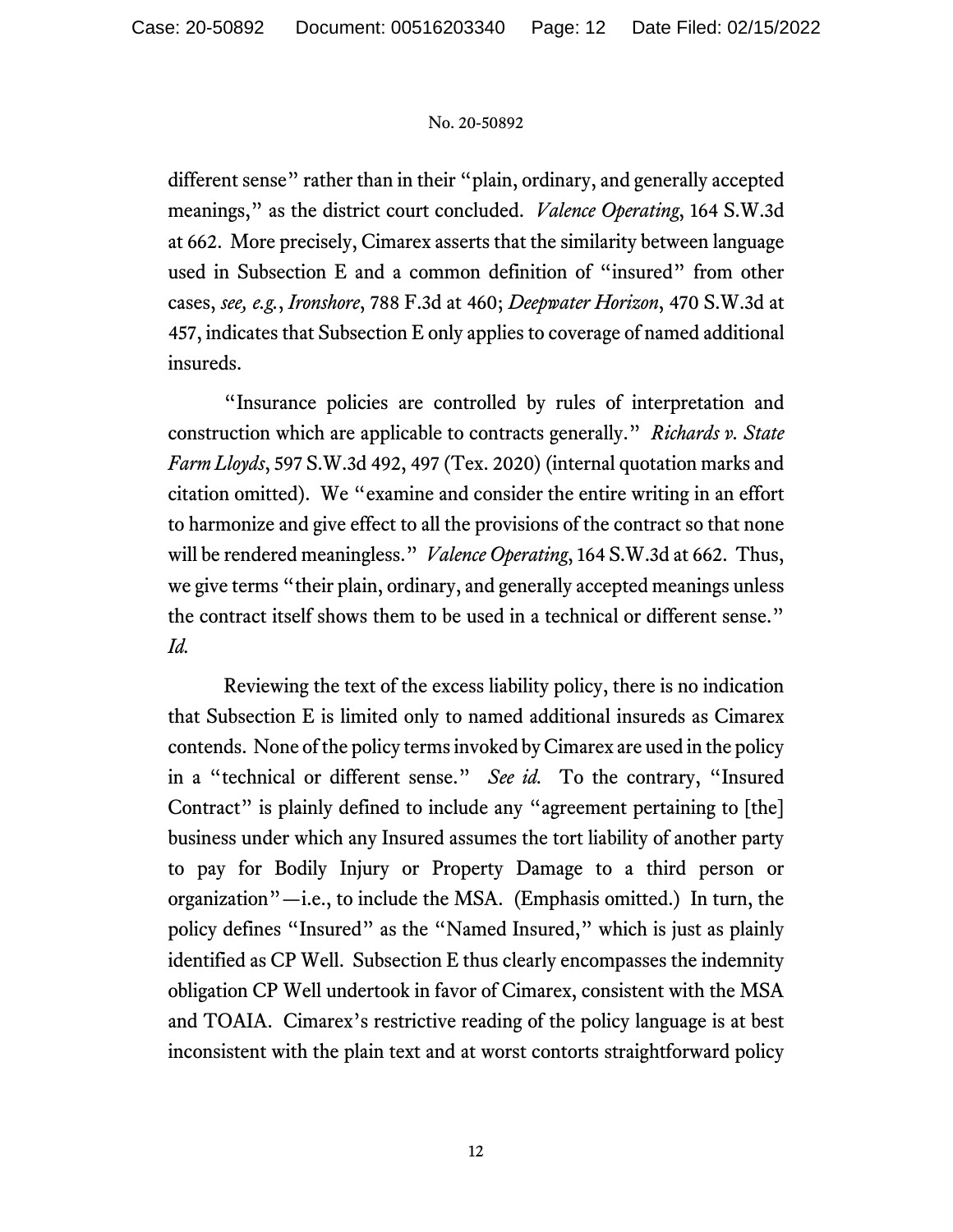different sense" rather than in their "plain, ordinary, and generally accepted meanings," as the district court concluded. *Valence Operating*, 164 S.W.3d at 662. More precisely, Cimarex asserts that the similarity between language used in Subsection E and a common definition of "insured" from other cases, *see, e.g.*, *Ironshore*, 788 F.3d at 460; *Deepwater Horizon*, 470 S.W.3d at 457, indicates that Subsection E only applies to coverage of named additional insureds.

"Insurance policies are controlled by rules of interpretation and construction which are applicable to contracts generally." *Richards v. State Farm Lloyds*, 597 S.W.3d 492, 497 (Tex. 2020) (internal quotation marks and citation omitted). We "examine and consider the entire writing in an effort to harmonize and give effect to all the provisions of the contract so that none will be rendered meaningless." *Valence Operating*, 164 S.W.3d at 662. Thus, we give terms "their plain, ordinary, and generally accepted meanings unless the contract itself shows them to be used in a technical or different sense." *Id.*

Reviewing the text of the excess liability policy, there is no indication that Subsection E is limited only to named additional insureds as Cimarex contends. None of the policy terms invoked by Cimarex are used in the policy in a "technical or different sense." *See id.* To the contrary, "Insured Contract" is plainly defined to include any "agreement pertaining to [the] business under which any Insured assumes the tort liability of another party to pay for Bodily Injury or Property Damage to a third person or organization"—i.e., to include the MSA. (Emphasis omitted.) In turn, the policy defines "Insured" as the "Named Insured," which is just as plainly identified as CP Well. Subsection E thus clearly encompasses the indemnity obligation CP Well undertook in favor of Cimarex, consistent with the MSA and TOAIA. Cimarex's restrictive reading of the policy language is at best inconsistent with the plain text and at worst contorts straightforward policy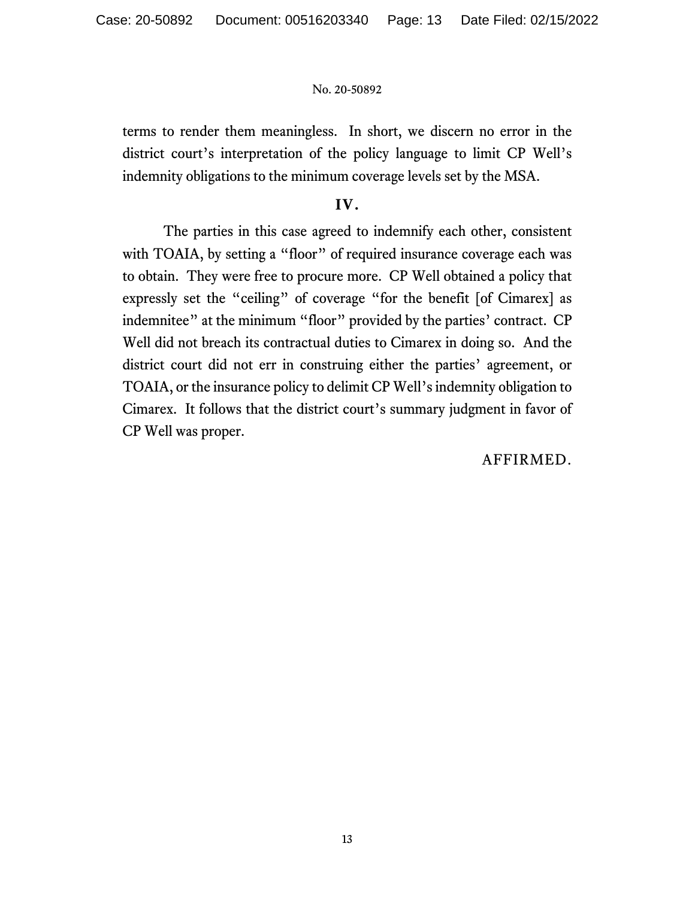terms to render them meaningless. In short, we discern no error in the district court's interpretation of the policy language to limit CP Well's indemnity obligations to the minimum coverage levels set by the MSA.

## IV.

The parties in this case agreed to indemnify each other, consistent with TOAIA, by setting a "floor" of required insurance coverage each was to obtain. They were free to procure more. CP Well obtained a policy that expressly set the "ceiling" of coverage "for the benefit [of Cimarex] as indemnitee" at the minimum "floor" provided by the parties' contract. CP Well did not breach its contractual duties to Cimarex in doing so. And the district court did not err in construing either the parties' agreement, or TOAIA, or the insurance policy to delimit CP Well's indemnity obligation to Cimarex. It follows that the district court's summary judgment in favor of CP Well was proper.

AFFIRMED.